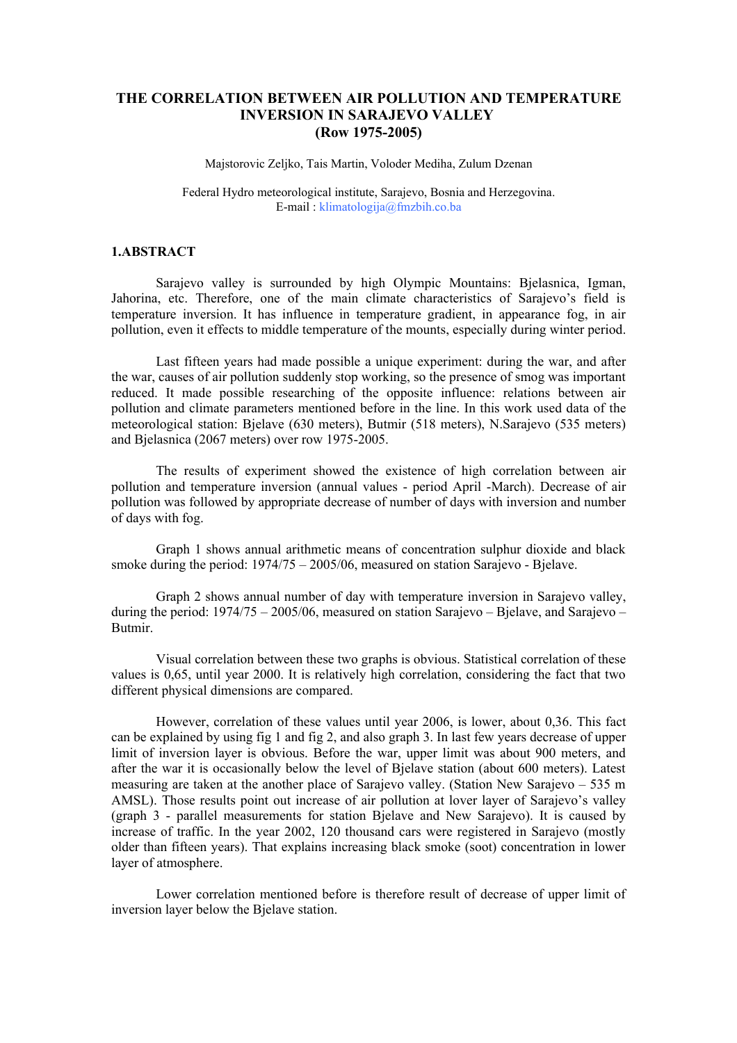# THE CORRELATION BETWEEN AIR POLLUTION AND TEMPERATURE INVERSION IN SARAJEVO VALLEY
# (Row 1975-2005)

Majstorovic Zeljko, Tais Martin, Voloder Mediha, Zulum Dzenan

Federal Hydro meteorological institute, Sarajevo, Bosnia and Herzegovina.
E-mail : klimatologija@fmzbih.co.ba

## 1.ABSTRACT

Sarajevo valley is surrounded by high Olympic Mountains: Bjelasnica, Igman, Jahorina, etc. Therefore, one of the main climate characteristics of Sarajevo's field is temperature inversion. It has influence in temperature gradient, in appearance fog, in air pollution, even it effects to middle temperature of the mounts, especially during winter period.

Last fifteen years had made possible a unique experiment: during the war, and after the war, causes of air pollution suddenly stop working, so the presence of smog was important reduced. It made possible researching of the opposite influence: relations between air pollution and climate parameters mentioned before in the line. In this work used data of the meteorological station: Bjelave (630 meters), Butmir (518 meters), N.Sarajevo (535 meters) and Bjelasnica (2067 meters) over row 1975-2005.

The results of experiment showed the existence of high correlation between air pollution and temperature inversion (annual values - period April -March). Decrease of air pollution was followed by appropriate decrease of number of days with inversion and number of days with fog.

Graph 1 shows annual arithmetic means of concentration sulphur dioxide and black smoke during the period: 1974/75 – 2005/06, measured on station Sarajevo - Bjelave.

Graph 2 shows annual number of day with temperature inversion in Sarajevo valley, during the period: 1974/75 – 2005/06, measured on station Sarajevo – Bjelave, and Sarajevo – Butmir.

Visual correlation between these two graphs is obvious. Statistical correlation of these values is 0,65, until year 2000. It is relatively high correlation, considering the fact that two different physical dimensions are compared.

However, correlation of these values until year 2006, is lower, about 0,36. This fact can be explained by using fig 1 and fig 2, and also graph 3. In last few years decrease of upper limit of inversion layer is obvious. Before the war, upper limit was about 900 meters, and after the war it is occasionally below the level of Bjelave station (about 600 meters). Latest measuring are taken at the another place of Sarajevo valley. (Station New Sarajevo – 535 m AMSL). Those results point out increase of air pollution at lover layer of Sarajevo's valley (graph 3 - parallel measurements for station Bjelave and New Sarajevo). It is caused by increase of traffic. In the year 2002, 120 thousand cars were registered in Sarajevo (mostly older than fifteen years). That explains increasing black smoke (soot) concentration in lower layer of atmosphere.

Lower correlation mentioned before is therefore result of decrease of upper limit of inversion layer below the Bjelave station.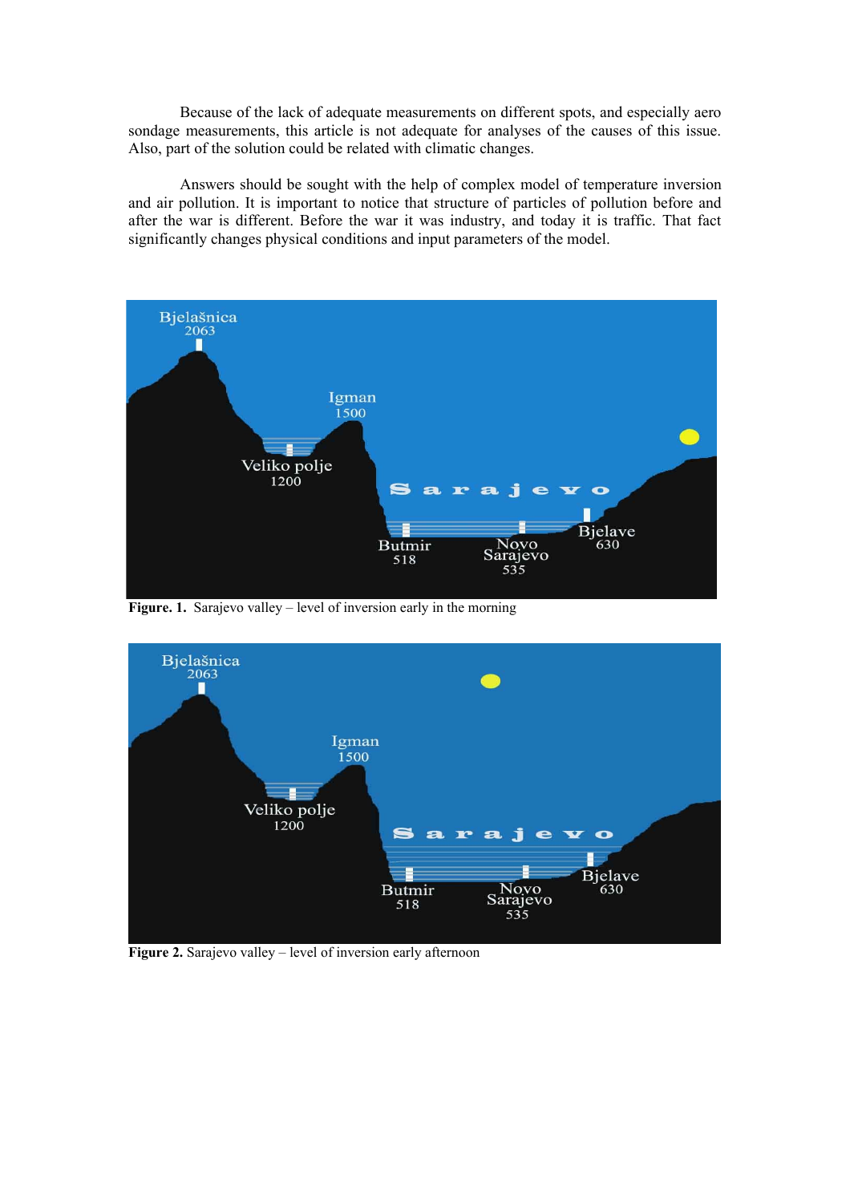Because of the lack of adequate measurements on different spots, and especially aero sondage measurements, this article is not adequate for analyses of the causes of this issue. Also, part of the solution could be related with climatic changes.

Answers should be sought with the help of complex model of temperature inversion and air pollution. It is important to notice that structure of particles of pollution before and after the war is different. Before the war it was industry, and today it is traffic. That fact significantly changes physical conditions and input parameters of the model.

**Figure. 1.** Sarajevo valley – level of inversion early in the morning

**Figure 2.** Sarajevo valley – level of inversion early afternoon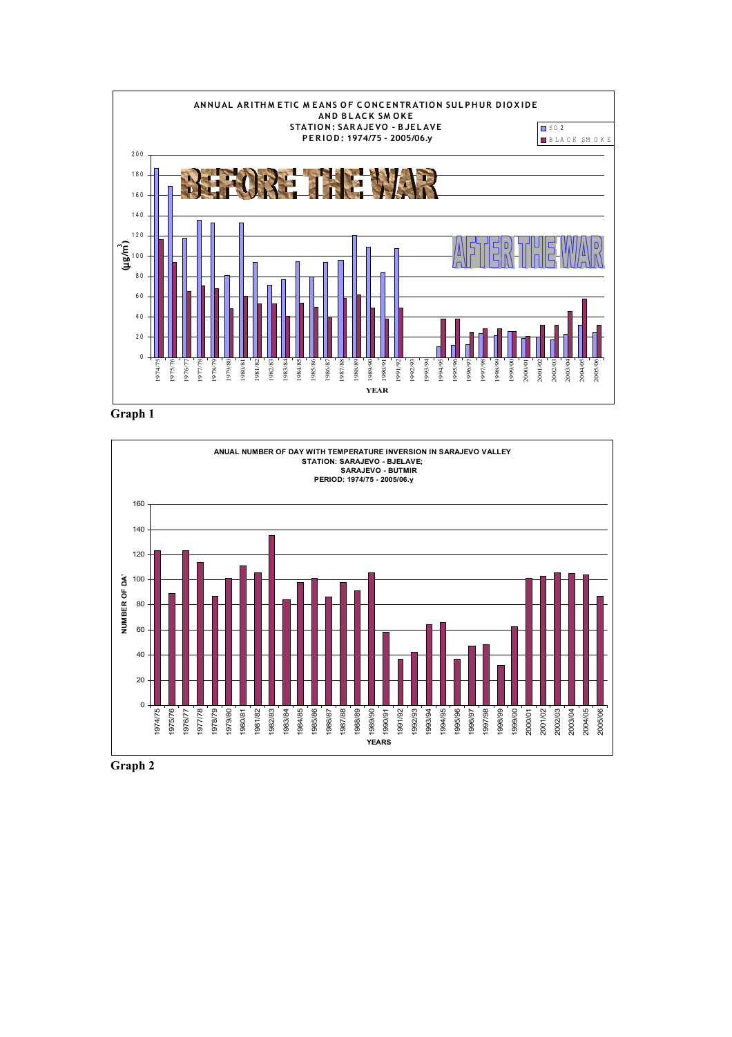**ANNUAL ARITHMETIC MEANS OF CONCENTRATION SULPHUR DIOXIDE AND BLACK SMOKE**
**STATION: SARAJEVO - BJELAVE**
**PERIOD: 1974/75 - 2005/06.y**

**Graph 1**

**ANUAL NUMBER OF DAY WITH TEMPERATURE INVERSION IN SARAJEVO VALLEY**
**STATION: SARAJEVO - BJELAVE; SARAJEVO - BUTMIR**
**PERIOD: 1974/75 - 2005/06.y**

**Graph 2**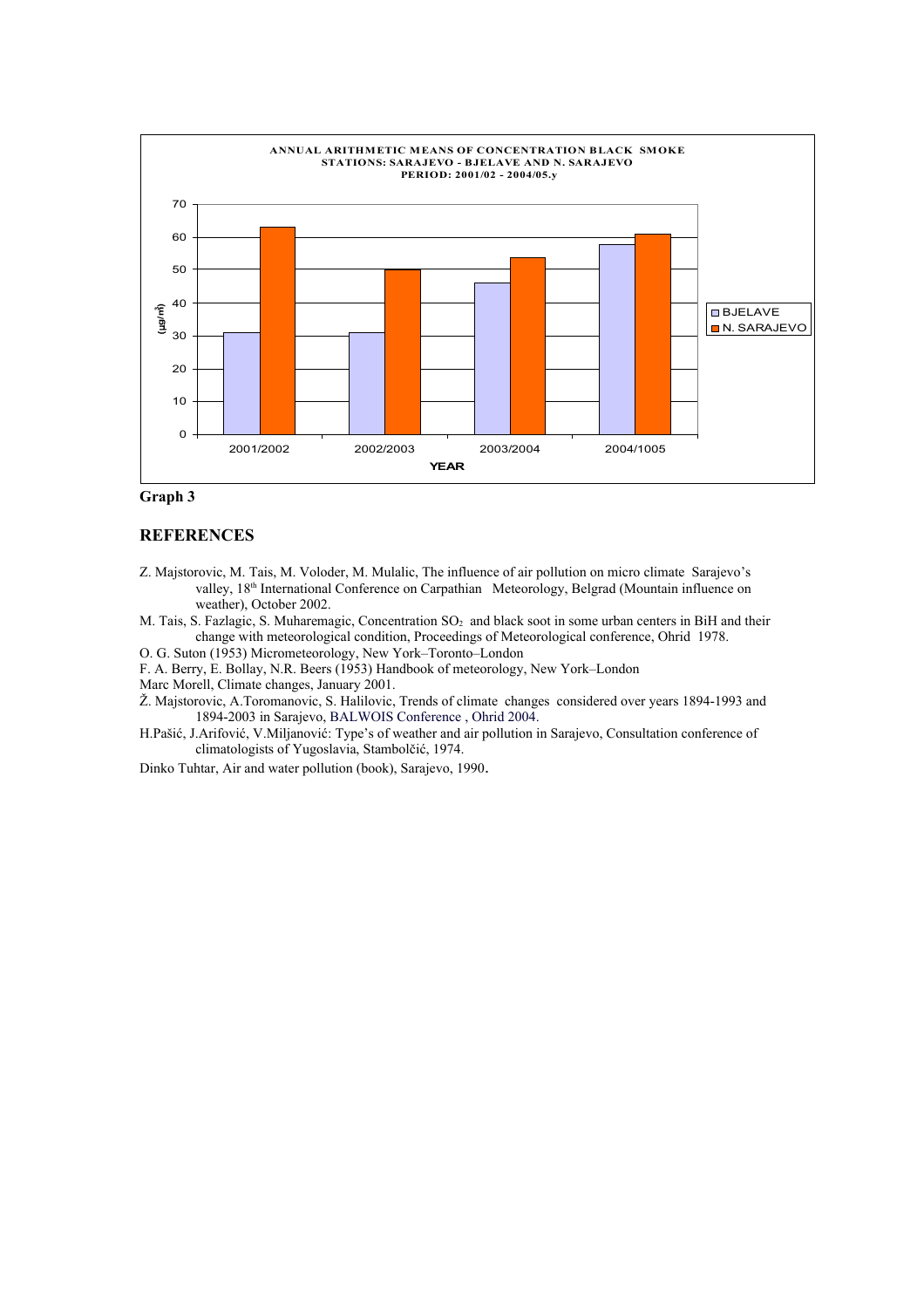ANNUAL ARITHMETIC MEANS OF CONCENTRATION BLACK SMOKE
STATIONS: SARAJEVO - BJELAVE AND N. SARAJEVO
PERIOD: 2001/02 - 2004/05.y

(µg/m³)

0
10
20
30
40
50
60
70

2001/2002
2002/2003
2003/2004
2004/1005

YEAR

BJELAVE
N. SARAJEVO

**Graph 3**

## REFERENCES

Z. Majstorovic, M. Tais, M. Voloder, M. Mulalic, The influence of air pollution on micro climate Sarajevo's valley, 18th International Conference on Carpathian Meteorology, Belgrad (Mountain influence on weather), October 2002.

M. Tais, S. Fazlagic, S. Muharemagic, Concentration $SO_2$ and black soot in some urban centers in BiH and their change with meteorological condition, Proceedings of Meteorological conference, Ohrid 1978.

O. G. Suton (1953) Micrometeorology, New York–Toronto–London

F. A. Berry, E. Bollay, N.R. Beers (1953) Handbook of meteorology, New York–London

Marc Morell, Climate changes, January 2001.

Ž. Majstorovic, A.Toromanovic, S. Halilovic, Trends of climate changes considered over years 1894-1993 and 1894-2003 in Sarajevo, BALWOIS Conference , Ohrid 2004.

H.Pašić, J.Arifović, V.Miljanović: Type's of weather and air pollution in Sarajevo, Consultation conference of climatologists of Yugoslavia, Stambolčić, 1974.

Dinko Tuhtar, Air and water pollution (book), Sarajevo, 1990.